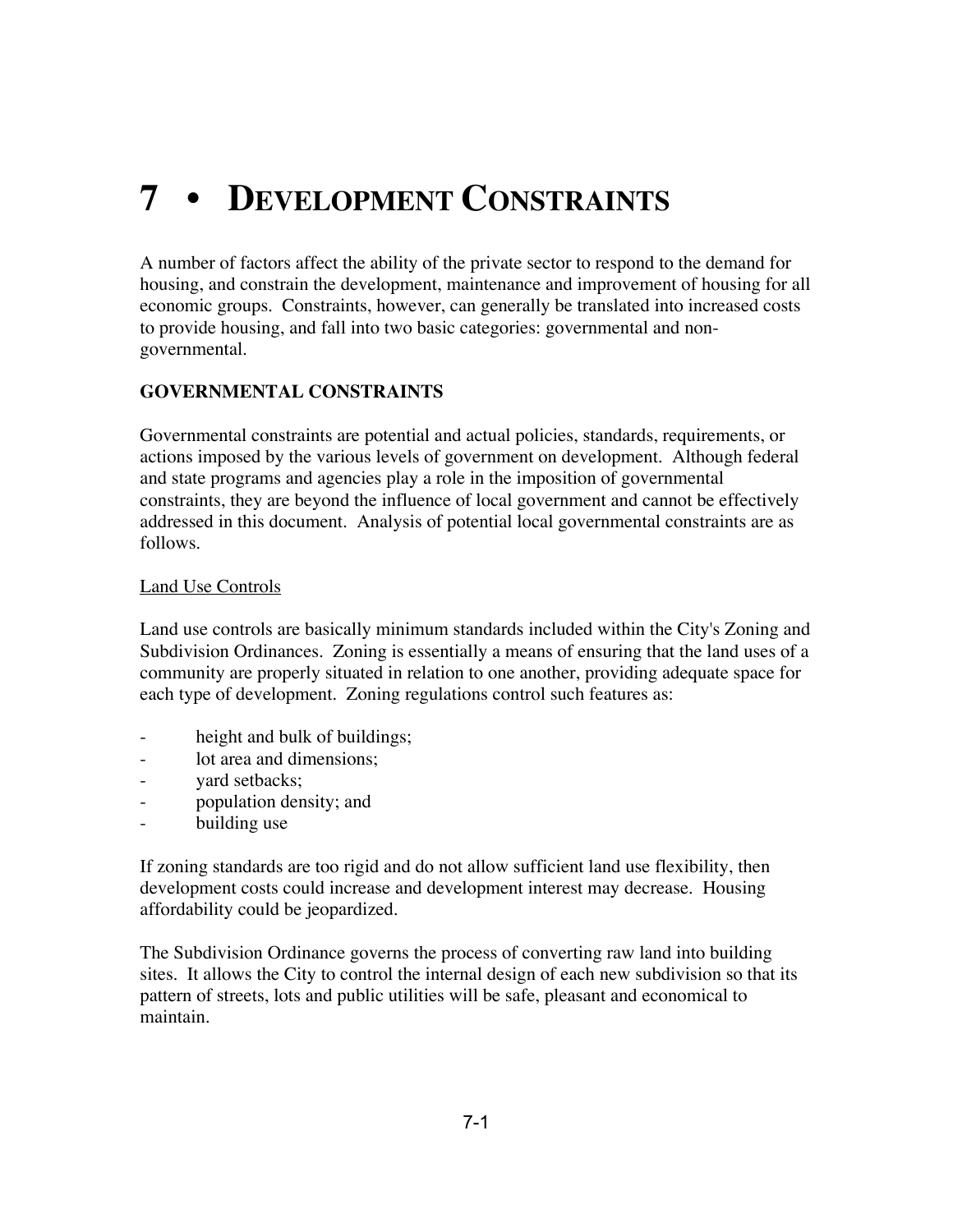# 7 • Development Constraints

A number of factors affect the ability of the private sector to respond to the demand for housing, and constrain the development, maintenance and improvement of housing for all economic groups. Constraints, however, can generally be translated into increased costs to provide housing, and fall into two basic categories: governmental and non-governmental.

## GOVERNMENTAL CONSTRAINTS

Governmental constraints are potential and actual policies, standards, requirements, or actions imposed by the various levels of government on development. Although federal and state programs and agencies play a role in the imposition of governmental constraints, they are beyond the influence of local government and cannot be effectively addressed in this document. Analysis of potential local governmental constraints are as follows.

### Land Use Controls

Land use controls are basically minimum standards included within the City's Zoning and Subdivision Ordinances. Zoning is essentially a means of ensuring that the land uses of a community are properly situated in relation to one another, providing adequate space for each type of development. Zoning regulations control such features as:

- height and bulk of buildings;
- lot area and dimensions;
- yard setbacks;
- population density; and
- building use

If zoning standards are too rigid and do not allow sufficient land use flexibility, then development costs could increase and development interest may decrease. Housing affordability could be jeopardized.

The Subdivision Ordinance governs the process of converting raw land into building sites. It allows the City to control the internal design of each new subdivision so that its pattern of streets, lots and public utilities will be safe, pleasant and economical to maintain.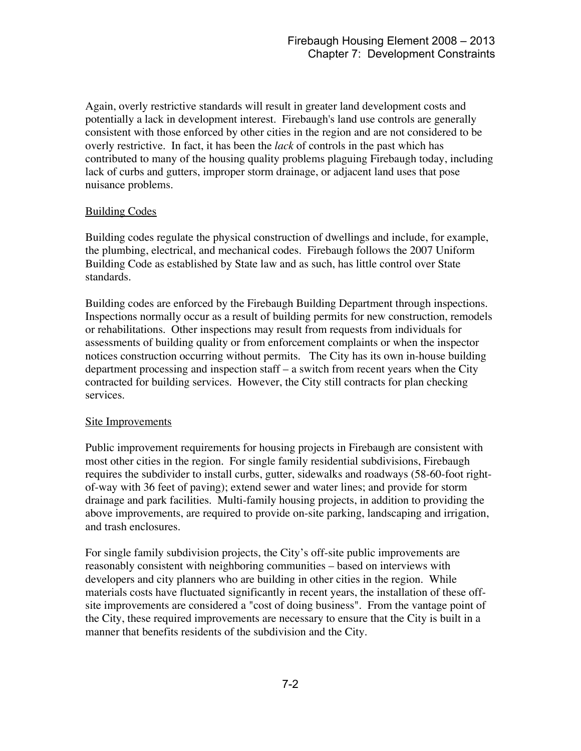Again, overly restrictive standards will result in greater land development costs and potentially a lack in development interest. Firebaugh's land use controls are generally consistent with those enforced by other cities in the region and are not considered to be overly restrictive. In fact, it has been the *lack* of controls in the past which has contributed to many of the housing quality problems plaguing Firebaugh today, including lack of curbs and gutters, improper storm drainage, or adjacent land uses that pose nuisance problems.

## Building Codes

Building codes regulate the physical construction of dwellings and include, for example, the plumbing, electrical, and mechanical codes. Firebaugh follows the 2007 Uniform Building Code as established by State law and as such, has little control over State standards.

Building codes are enforced by the Firebaugh Building Department through inspections. Inspections normally occur as a result of building permits for new construction, remodels or rehabilitations. Other inspections may result from requests from individuals for assessments of building quality or from enforcement complaints or when the inspector notices construction occurring without permits. The City has its own in-house building department processing and inspection staff – a switch from recent years when the City contracted for building services. However, the City still contracts for plan checking services.

## Site Improvements

Public improvement requirements for housing projects in Firebaugh are consistent with most other cities in the region. For single family residential subdivisions, Firebaugh requires the subdivider to install curbs, gutter, sidewalks and roadways (58-60-foot right-of-way with 36 feet of paving); extend sewer and water lines; and provide for storm drainage and park facilities. Multi-family housing projects, in addition to providing the above improvements, are required to provide on-site parking, landscaping and irrigation, and trash enclosures.

For single family subdivision projects, the City's off-site public improvements are reasonably consistent with neighboring communities – based on interviews with developers and city planners who are building in other cities in the region. While materials costs have fluctuated significantly in recent years, the installation of these off-site improvements are considered a "cost of doing business". From the vantage point of the City, these required improvements are necessary to ensure that the City is built in a manner that benefits residents of the subdivision and the City.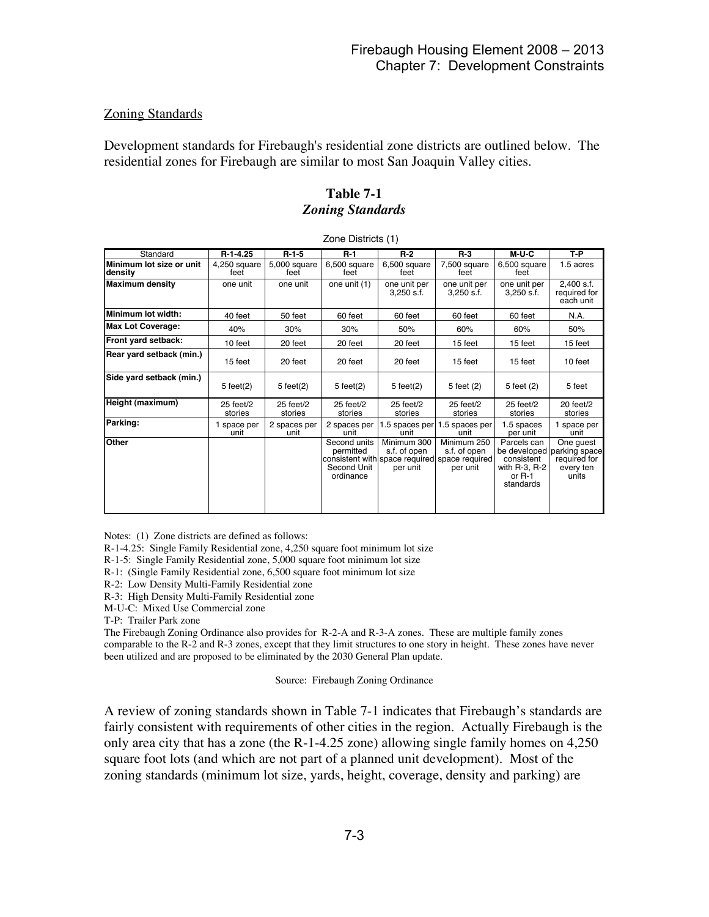Zoning Standards

Development standards for Firebaugh's residential zone districts are outlined below. The residential zones for Firebaugh are similar to most San Joaquin Valley cities.

**Table 7-1**
***Zoning Standards***

Zone Districts (1)

| Standard | R-1-4.25 | R-1-5 | R-1 | R-2 | R-3 | M-U-C | T-P |
|---|---|---|---|---|---|---|---|
| **Minimum lot size or unit density** | 4,250 square feet | 5,000 square feet | 6,500 square feet | 6,500 square feet | 7,500 square feet | 6,500 square feet | 1.5 acres |
| **Maximum density** | one unit | one unit | one unit (1) | one unit per 3,250 s.f. | one unit per 3,250 s.f. | one unit per 3,250 s.f. | 2,400 s.f. required for each unit |
| **Minimum lot width:** | 40 feet | 50 feet | 60 feet | 60 feet | 60 feet | 60 feet | N.A. |
| **Max Lot Coverage:** | 40% | 30% | 30% | 50% | 60% | 60% | 50% |
| **Front yard setback:** | 10 feet | 20 feet | 20 feet | 20 feet | 15 feet | 15 feet | 15 feet |
| **Rear yard setback (min.)** | 15 feet | 20 feet | 20 feet | 20 feet | 15 feet | 15 feet | 10 feet |
| **Side yard setback (min.)** | 5 feet(2) | 5 feet(2) | 5 feet(2) | 5 feet(2) | 5 feet (2) | 5 feet (2) | 5 feet |
| **Height (maximum)** | 25 feet/2 stories | 25 feet/2 stories | 25 feet/2 stories | 25 feet/2 stories | 25 feet/2 stories | 25 feet/2 stories | 20 feet/2 stories |
| **Parking:** | 1 space per unit | 2 spaces per unit | 2 spaces per unit | 1.5 spaces per unit | 1.5 spaces per unit | 1.5 spaces per unit | 1 space per unit |
| **Other** | | | Second units permitted consistent with Second Unit ordinance | Minimum 300 s.f. of open space required per unit | Minimum 250 s.f. of open space required per unit | Parcels can be developed consistent with R-3, R-2 or R-1 standards | One guest parking space required for every ten units |

Notes: (1) Zone districts are defined as follows:

R-1-4.25: Single Family Residential zone, 4,250 square foot minimum lot size

R-1-5: Single Family Residential zone, 5,000 square foot minimum lot size

R-1: (Single Family Residential zone, 6,500 square foot minimum lot size

R-2: Low Density Multi-Family Residential zone

R-3: High Density Multi-Family Residential zone

M-U-C: Mixed Use Commercial zone

T-P: Trailer Park zone

The Firebaugh Zoning Ordinance also provides for R-2-A and R-3-A zones. These are multiple family zones comparable to the R-2 and R-3 zones, except that they limit structures to one story in height. These zones have never been utilized and are proposed to be eliminated by the 2030 General Plan update.

Source: Firebaugh Zoning Ordinance

A review of zoning standards shown in Table 7-1 indicates that Firebaugh's standards are fairly consistent with requirements of other cities in the region. Actually Firebaugh is the only area city that has a zone (the R-1-4.25 zone) allowing single family homes on 4,250 square foot lots (and which are not part of a planned unit development). Most of the zoning standards (minimum lot size, yards, height, coverage, density and parking) are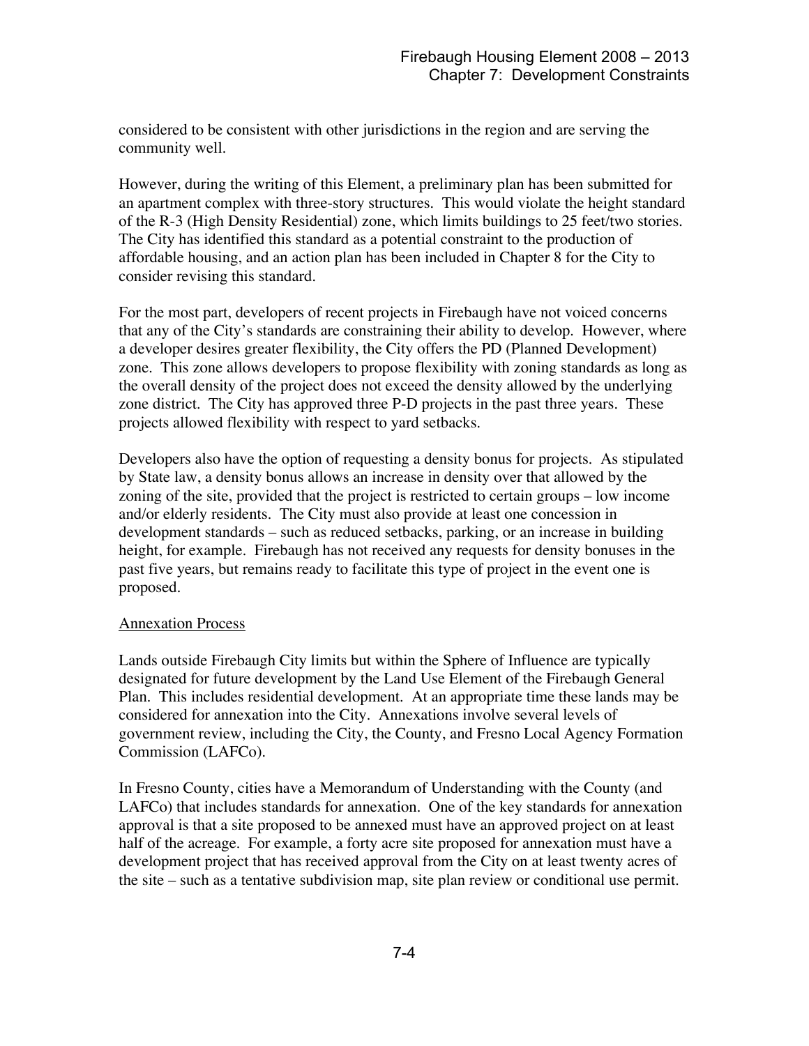considered to be consistent with other jurisdictions in the region and are serving the community well.

However, during the writing of this Element, a preliminary plan has been submitted for an apartment complex with three-story structures. This would violate the height standard of the R-3 (High Density Residential) zone, which limits buildings to 25 feet/two stories. The City has identified this standard as a potential constraint to the production of affordable housing, and an action plan has been included in Chapter 8 for the City to consider revising this standard.

For the most part, developers of recent projects in Firebaugh have not voiced concerns that any of the City's standards are constraining their ability to develop. However, where a developer desires greater flexibility, the City offers the PD (Planned Development) zone. This zone allows developers to propose flexibility with zoning standards as long as the overall density of the project does not exceed the density allowed by the underlying zone district. The City has approved three P-D projects in the past three years. These projects allowed flexibility with respect to yard setbacks.

Developers also have the option of requesting a density bonus for projects. As stipulated by State law, a density bonus allows an increase in density over that allowed by the zoning of the site, provided that the project is restricted to certain groups – low income and/or elderly residents. The City must also provide at least one concession in development standards – such as reduced setbacks, parking, or an increase in building height, for example. Firebaugh has not received any requests for density bonuses in the past five years, but remains ready to facilitate this type of project in the event one is proposed.

Annexation Process

Lands outside Firebaugh City limits but within the Sphere of Influence are typically designated for future development by the Land Use Element of the Firebaugh General Plan. This includes residential development. At an appropriate time these lands may be considered for annexation into the City. Annexations involve several levels of government review, including the City, the County, and Fresno Local Agency Formation Commission (LAFCo).

In Fresno County, cities have a Memorandum of Understanding with the County (and LAFCo) that includes standards for annexation. One of the key standards for annexation approval is that a site proposed to be annexed must have an approved project on at least half of the acreage. For example, a forty acre site proposed for annexation must have a development project that has received approval from the City on at least twenty acres of the site – such as a tentative subdivision map, site plan review or conditional use permit.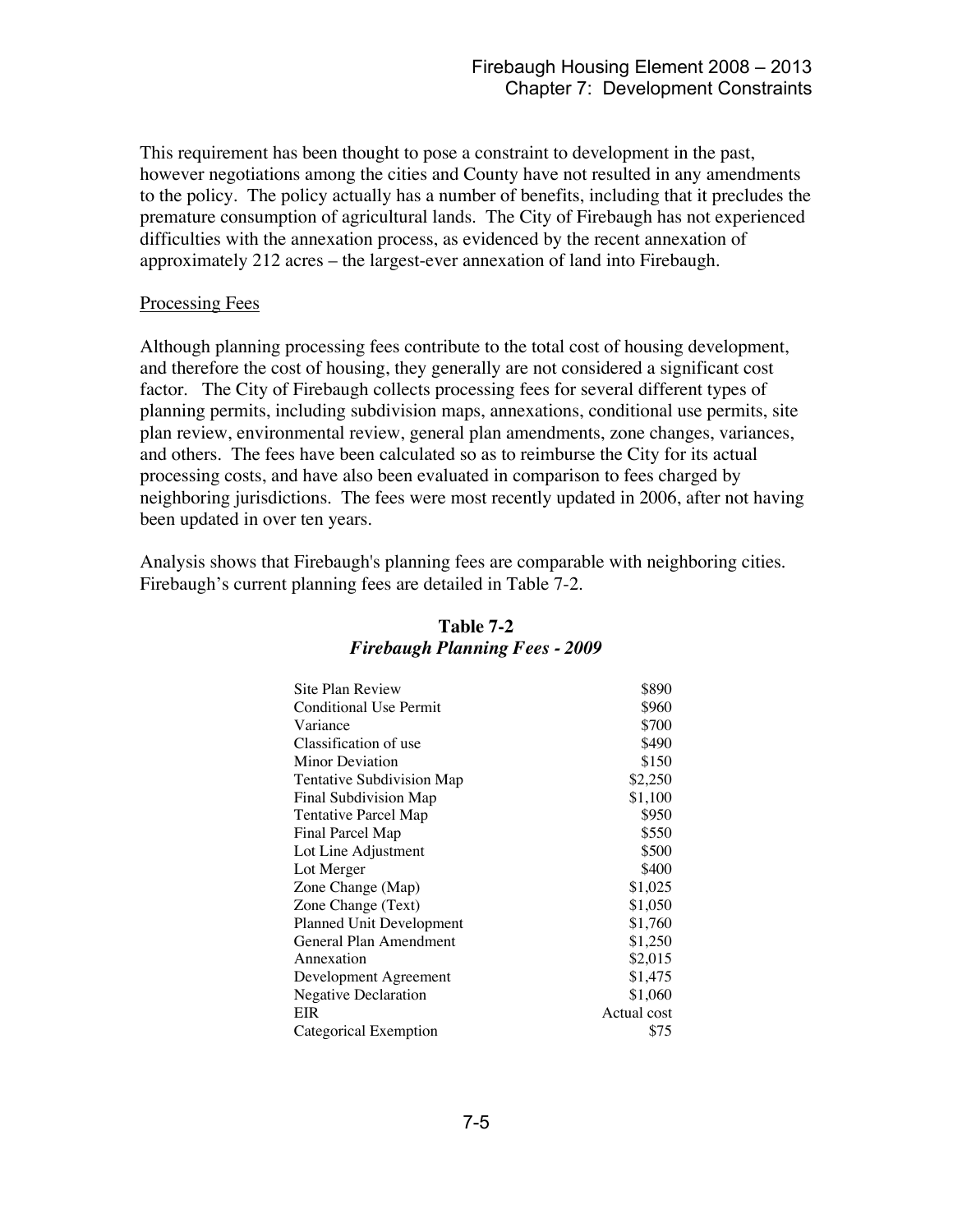This requirement has been thought to pose a constraint to development in the past, however negotiations among the cities and County have not resulted in any amendments to the policy. The policy actually has a number of benefits, including that it precludes the premature consumption of agricultural lands. The City of Firebaugh has not experienced difficulties with the annexation process, as evidenced by the recent annexation of approximately 212 acres – the largest-ever annexation of land into Firebaugh.

Processing Fees

Although planning processing fees contribute to the total cost of housing development, and therefore the cost of housing, they generally are not considered a significant cost factor. The City of Firebaugh collects processing fees for several different types of planning permits, including subdivision maps, annexations, conditional use permits, site plan review, environmental review, general plan amendments, zone changes, variances, and others. The fees have been calculated so as to reimburse the City for its actual processing costs, and have also been evaluated in comparison to fees charged by neighboring jurisdictions. The fees were most recently updated in 2006, after not having been updated in over ten years.

Analysis shows that Firebaugh's planning fees are comparable with neighboring cities. Firebaugh's current planning fees are detailed in Table 7-2.

**Table 7-2**
***Firebaugh Planning Fees - 2009***

| | |
|---|---:|
| Site Plan Review | $890 |
| Conditional Use Permit | $960 |
| Variance | $700 |
| Classification of use | $490 |
| Minor Deviation | $150 |
| Tentative Subdivision Map | $2,250 |
| Final Subdivision Map | $1,100 |
| Tentative Parcel Map | $950 |
| Final Parcel Map | $550 |
| Lot Line Adjustment | $500 |
| Lot Merger | $400 |
| Zone Change (Map) | $1,025 |
| Zone Change (Text) | $1,050 |
| Planned Unit Development | $1,760 |
| General Plan Amendment | $1,250 |
| Annexation | $2,015 |
| Development Agreement | $1,475 |
| Negative Declaration | $1,060 |
| EIR | Actual cost |
| Categorical Exemption | $75 |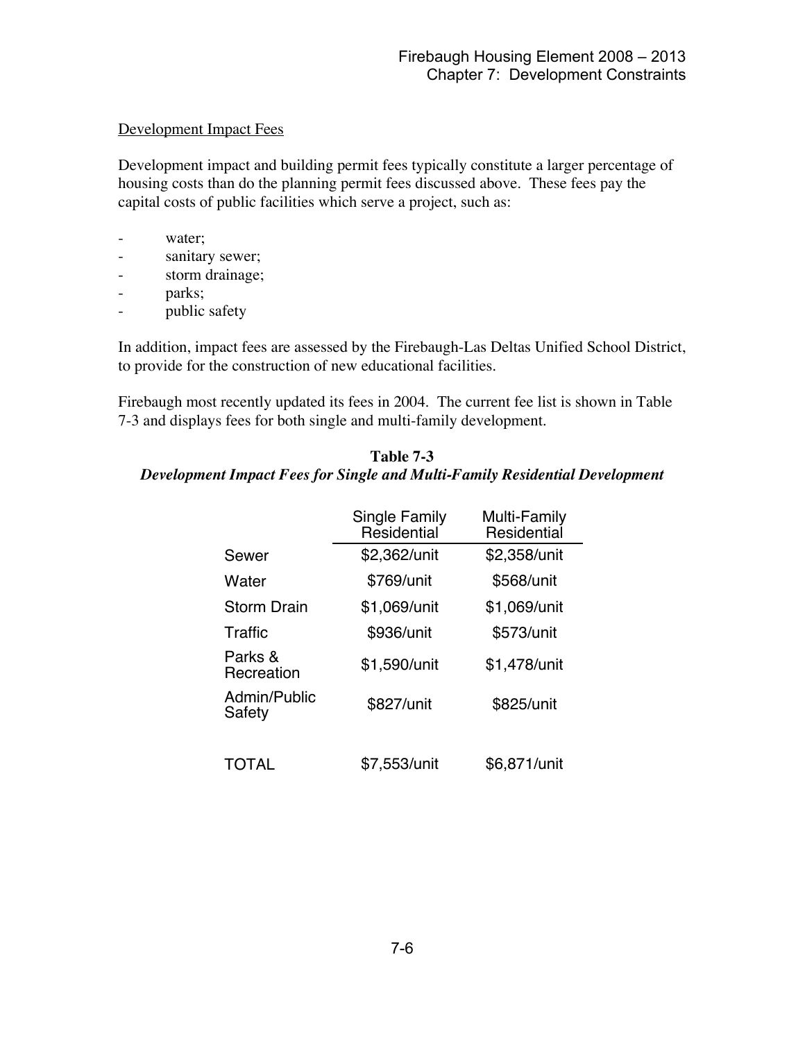## Development Impact Fees

Development impact and building permit fees typically constitute a larger percentage of housing costs than do the planning permit fees discussed above. These fees pay the capital costs of public facilities which serve a project, such as:

- water;
- sanitary sewer;
- storm drainage;
- parks;
- public safety

In addition, impact fees are assessed by the Firebaugh-Las Deltas Unified School District, to provide for the construction of new educational facilities.

Firebaugh most recently updated its fees in 2004. The current fee list is shown in Table 7-3 and displays fees for both single and multi-family development.

**Table 7-3**
***Development Impact Fees for Single and Multi-Family Residential Development***

| | Single Family Residential | Multi-Family Residential |
|---|---|---|
| Sewer | $2,362/unit | $2,358/unit |
| Water | $769/unit | $568/unit |
| Storm Drain | $1,069/unit | $1,069/unit |
| Traffic | $936/unit | $573/unit |
| Parks & Recreation | $1,590/unit | $1,478/unit |
| Admin/Public Safety | $827/unit | $825/unit |
| TOTAL | $7,553/unit | $6,871/unit |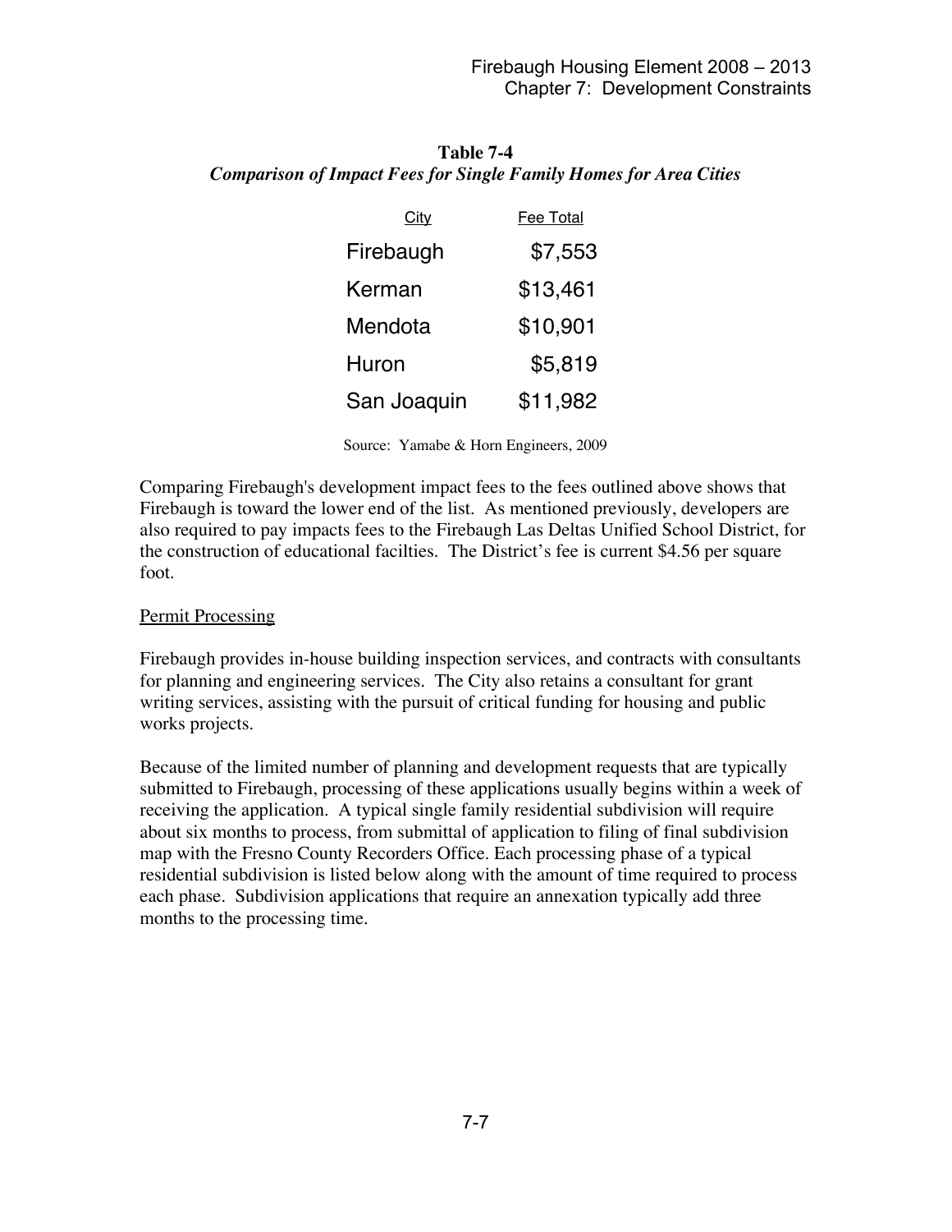**Table 7-4**
***Comparison of Impact Fees for Single Family Homes for Area Cities***

| City | Fee Total |
|---|---|
| Firebaugh | $7,553 |
| Kerman | $13,461 |
| Mendota | $10,901 |
| Huron | $5,819 |
| San Joaquin | $11,982 |

Source: Yamabe & Horn Engineers, 2009

Comparing Firebaugh's development impact fees to the fees outlined above shows that Firebaugh is toward the lower end of the list. As mentioned previously, developers are also required to pay impacts fees to the Firebaugh Las Deltas Unified School District, for the construction of educational facilties. The District's fee is current $4.56 per square foot.

Permit Processing

Firebaugh provides in-house building inspection services, and contracts with consultants for planning and engineering services. The City also retains a consultant for grant writing services, assisting with the pursuit of critical funding for housing and public works projects.

Because of the limited number of planning and development requests that are typically submitted to Firebaugh, processing of these applications usually begins within a week of receiving the application. A typical single family residential subdivision will require about six months to process, from submittal of application to filing of final subdivision map with the Fresno County Recorders Office. Each processing phase of a typical residential subdivision is listed below along with the amount of time required to process each phase. Subdivision applications that require an annexation typically add three months to the processing time.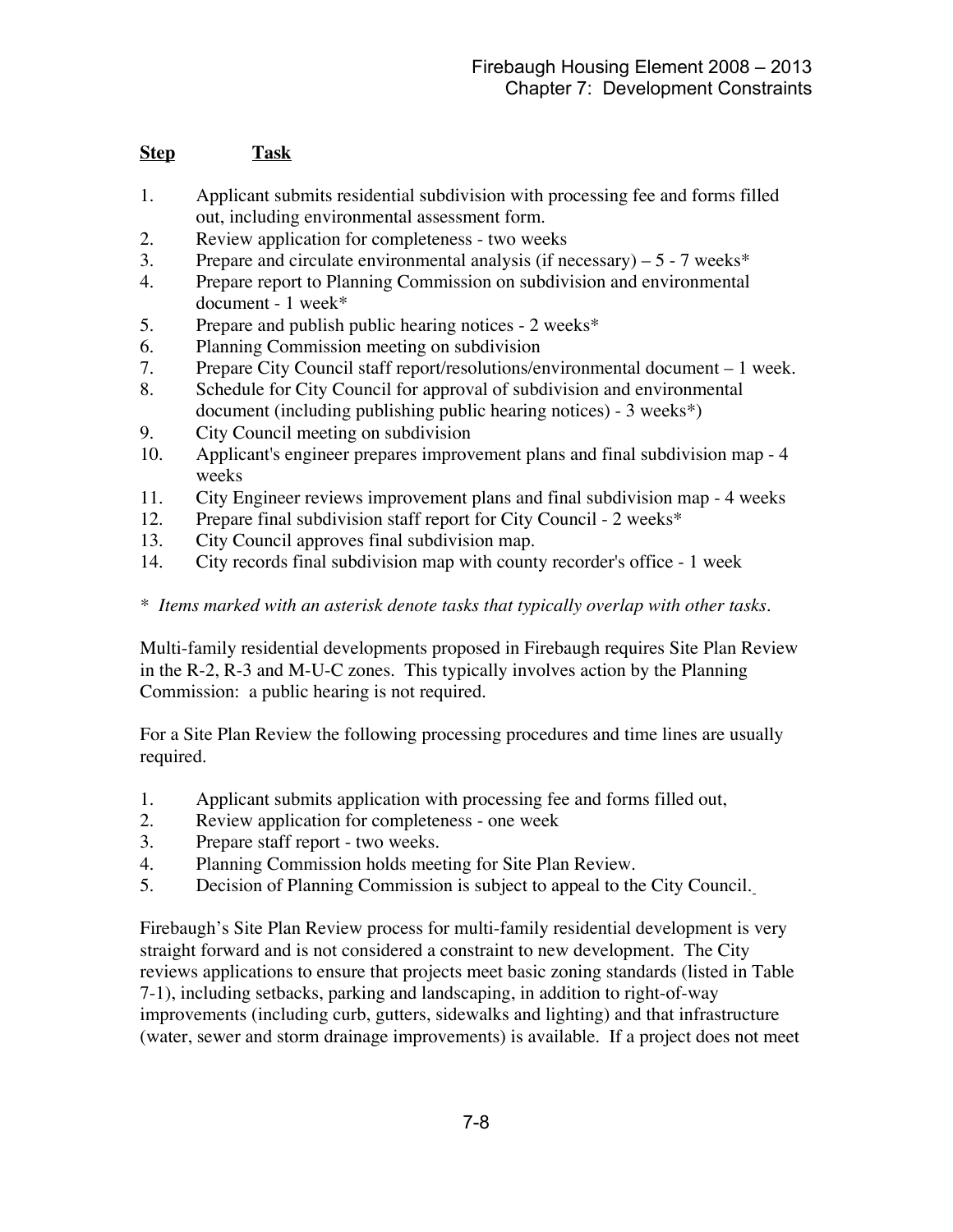**Step** **Task**

1. Applicant submits residential subdivision with processing fee and forms filled out, including environmental assessment form.
2. Review application for completeness - two weeks
3. Prepare and circulate environmental analysis (if necessary) – 5 - 7 weeks*
4. Prepare report to Planning Commission on subdivision and environmental document - 1 week*
5. Prepare and publish public hearing notices - 2 weeks*
6. Planning Commission meeting on subdivision
7. Prepare City Council staff report/resolutions/environmental document – 1 week.
8. Schedule for City Council for approval of subdivision and environmental document (including publishing public hearing notices) - 3 weeks*)
9. City Council meeting on subdivision
10. Applicant's engineer prepares improvement plans and final subdivision map - 4 weeks
11. City Engineer reviews improvement plans and final subdivision map - 4 weeks
12. Prepare final subdivision staff report for City Council - 2 weeks*
13. City Council approves final subdivision map.
14. City records final subdivision map with county recorder's office - 1 week

\* *Items marked with an asterisk denote tasks that typically overlap with other tasks.*

Multi-family residential developments proposed in Firebaugh requires Site Plan Review in the R-2, R-3 and M-U-C zones. This typically involves action by the Planning Commission: a public hearing is not required.

For a Site Plan Review the following processing procedures and time lines are usually required.

1. Applicant submits application with processing fee and forms filled out,
2. Review application for completeness - one week
3. Prepare staff report - two weeks.
4. Planning Commission holds meeting for Site Plan Review.
5. Decision of Planning Commission is subject to appeal to the City Council.

Firebaugh's Site Plan Review process for multi-family residential development is very straight forward and is not considered a constraint to new development. The City reviews applications to ensure that projects meet basic zoning standards (listed in Table 7-1), including setbacks, parking and landscaping, in addition to right-of-way improvements (including curb, gutters, sidewalks and lighting) and that infrastructure (water, sewer and storm drainage improvements) is available. If a project does not meet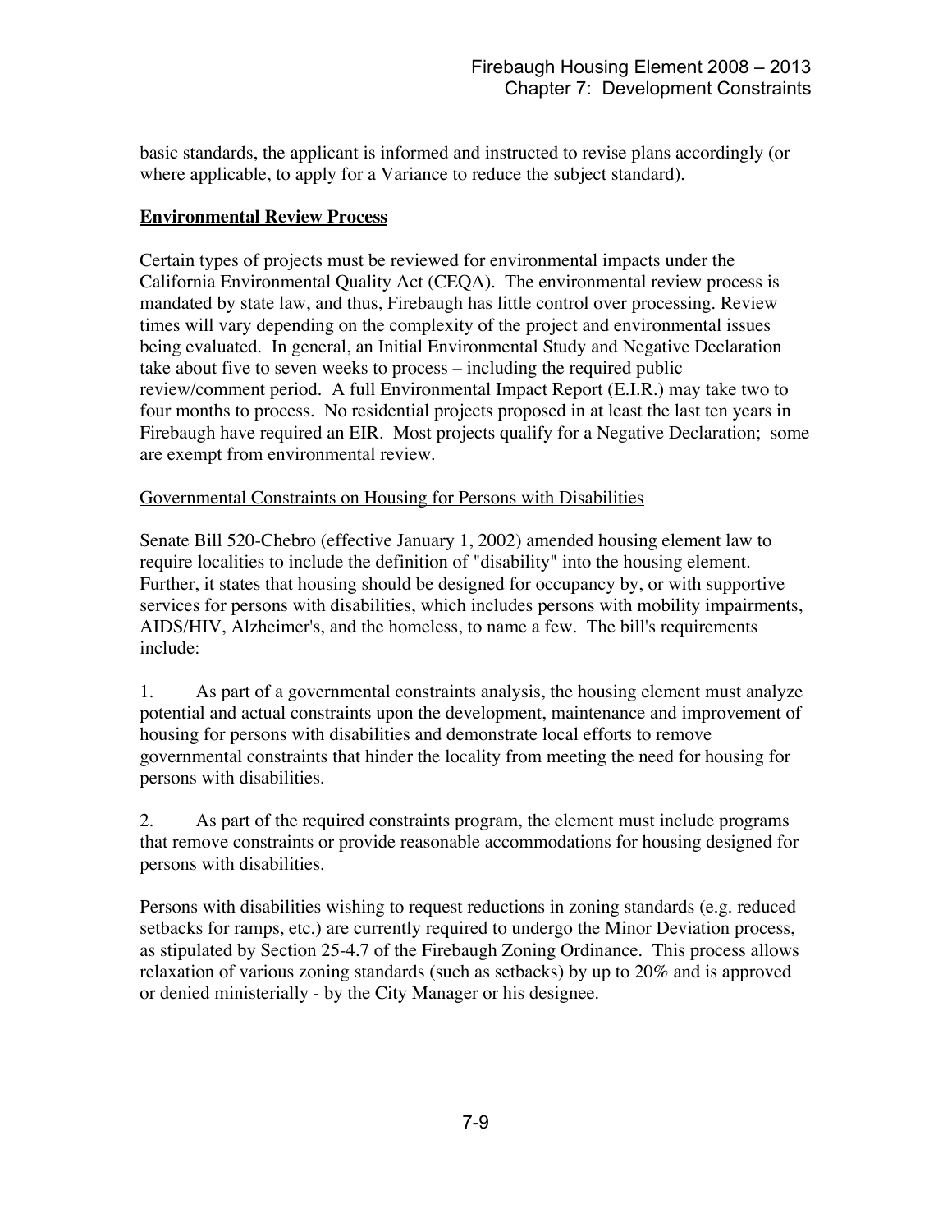basic standards, the applicant is informed and instructed to revise plans accordingly (or where applicable, to apply for a Variance to reduce the subject standard).

## Environmental Review Process

Certain types of projects must be reviewed for environmental impacts under the California Environmental Quality Act (CEQA). The environmental review process is mandated by state law, and thus, Firebaugh has little control over processing. Review times will vary depending on the complexity of the project and environmental issues being evaluated. In general, an Initial Environmental Study and Negative Declaration take about five to seven weeks to process – including the required public review/comment period. A full Environmental Impact Report (E.I.R.) may take two to four months to process. No residential projects proposed in at least the last ten years in Firebaugh have required an EIR. Most projects qualify for a Negative Declaration; some are exempt from environmental review.

### Governmental Constraints on Housing for Persons with Disabilities

Senate Bill 520-Chebro (effective January 1, 2002) amended housing element law to require localities to include the definition of "disability" into the housing element. Further, it states that housing should be designed for occupancy by, or with supportive services for persons with disabilities, which includes persons with mobility impairments, AIDS/HIV, Alzheimer's, and the homeless, to name a few. The bill's requirements include:

1. As part of a governmental constraints analysis, the housing element must analyze potential and actual constraints upon the development, maintenance and improvement of housing for persons with disabilities and demonstrate local efforts to remove governmental constraints that hinder the locality from meeting the need for housing for persons with disabilities.

2. As part of the required constraints program, the element must include programs that remove constraints or provide reasonable accommodations for housing designed for persons with disabilities.

Persons with disabilities wishing to request reductions in zoning standards (e.g. reduced setbacks for ramps, etc.) are currently required to undergo the Minor Deviation process, as stipulated by Section 25-4.7 of the Firebaugh Zoning Ordinance. This process allows relaxation of various zoning standards (such as setbacks) by up to 20% and is approved or denied ministerially - by the City Manager or his designee.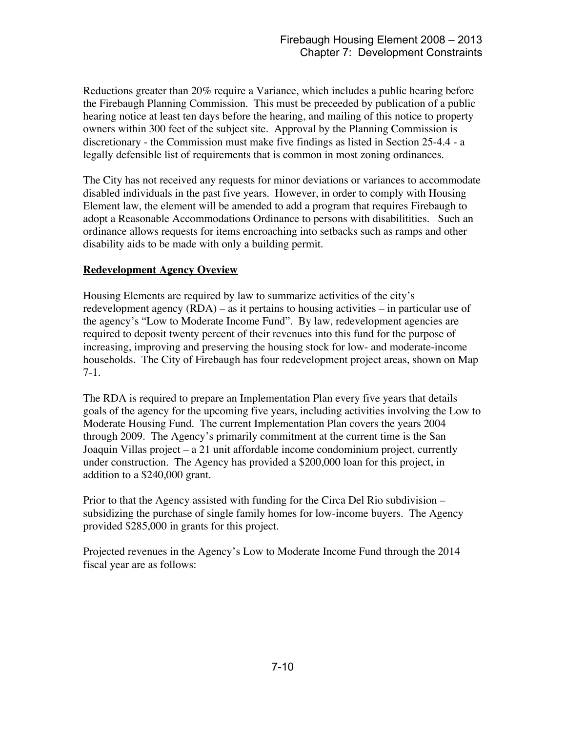Reductions greater than 20% require a Variance, which includes a public hearing before the Firebaugh Planning Commission. This must be preceeded by publication of a public hearing notice at least ten days before the hearing, and mailing of this notice to property owners within 300 feet of the subject site. Approval by the Planning Commission is discretionary - the Commission must make five findings as listed in Section 25-4.4 - a legally defensible list of requirements that is common in most zoning ordinances.

The City has not received any requests for minor deviations or variances to accommodate disabled individuals in the past five years. However, in order to comply with Housing Element law, the element will be amended to add a program that requires Firebaugh to adopt a Reasonable Accommodations Ordinance to persons with disabilitities. Such an ordinance allows requests for items encroaching into setbacks such as ramps and other disability aids to be made with only a building permit.

**Redevelopment Agency Oveview**

Housing Elements are required by law to summarize activities of the city's redevelopment agency (RDA) – as it pertains to housing activities – in particular use of the agency's "Low to Moderate Income Fund". By law, redevelopment agencies are required to deposit twenty percent of their revenues into this fund for the purpose of increasing, improving and preserving the housing stock for low- and moderate-income households. The City of Firebaugh has four redevelopment project areas, shown on Map 7-1.

The RDA is required to prepare an Implementation Plan every five years that details goals of the agency for the upcoming five years, including activities involving the Low to Moderate Housing Fund. The current Implementation Plan covers the years 2004 through 2009. The Agency's primarily commitment at the current time is the San Joaquin Villas project – a 21 unit affordable income condominium project, currently under construction. The Agency has provided a $200,000 loan for this project, in addition to a $240,000 grant.

Prior to that the Agency assisted with funding for the Circa Del Rio subdivision – subsidizing the purchase of single family homes for low-income buyers. The Agency provided $285,000 in grants for this project.

Projected revenues in the Agency's Low to Moderate Income Fund through the 2014 fiscal year are as follows: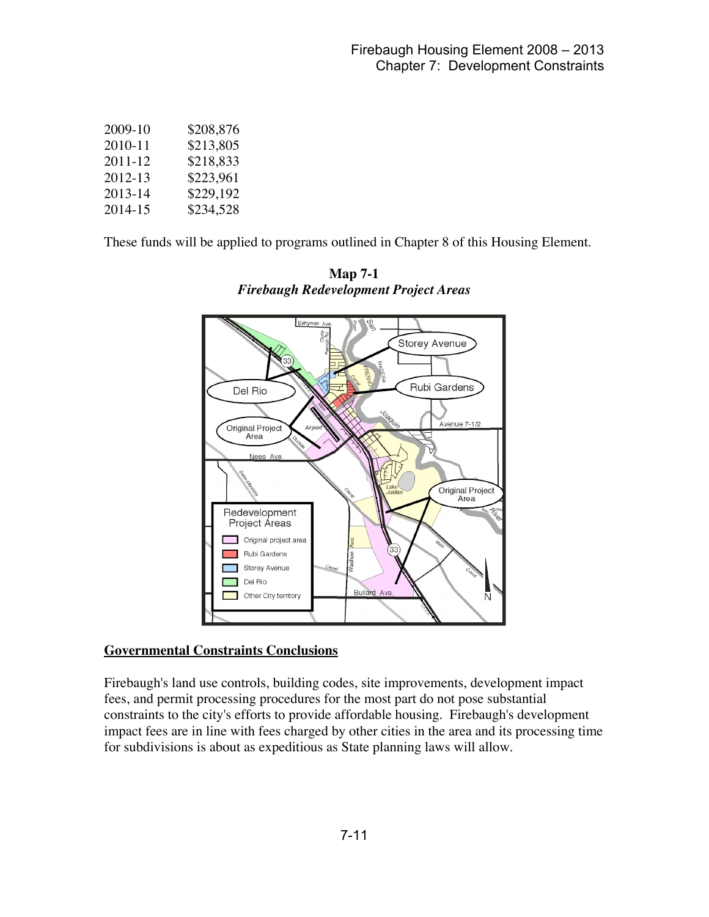| | |
|---|---|
| 2009-10 | $208,876 |
| 2010-11 | $213,805 |
| 2011-12 | $218,833 |
| 2012-13 | $223,961 |
| 2013-14 | $229,192 |
| 2014-15 | $234,528 |

These funds will be applied to programs outlined in Chapter 8 of this Housing Element.

**Map 7-1**
***Firebaugh Redevelopment Project Areas***

## Governmental Constraints Conclusions

Firebaugh's land use controls, building codes, site improvements, development impact fees, and permit processing procedures for the most part do not pose substantial constraints to the city's efforts to provide affordable housing. Firebaugh's development impact fees are in line with fees charged by other cities in the area and its processing time for subdivisions is about as expeditious as State planning laws will allow.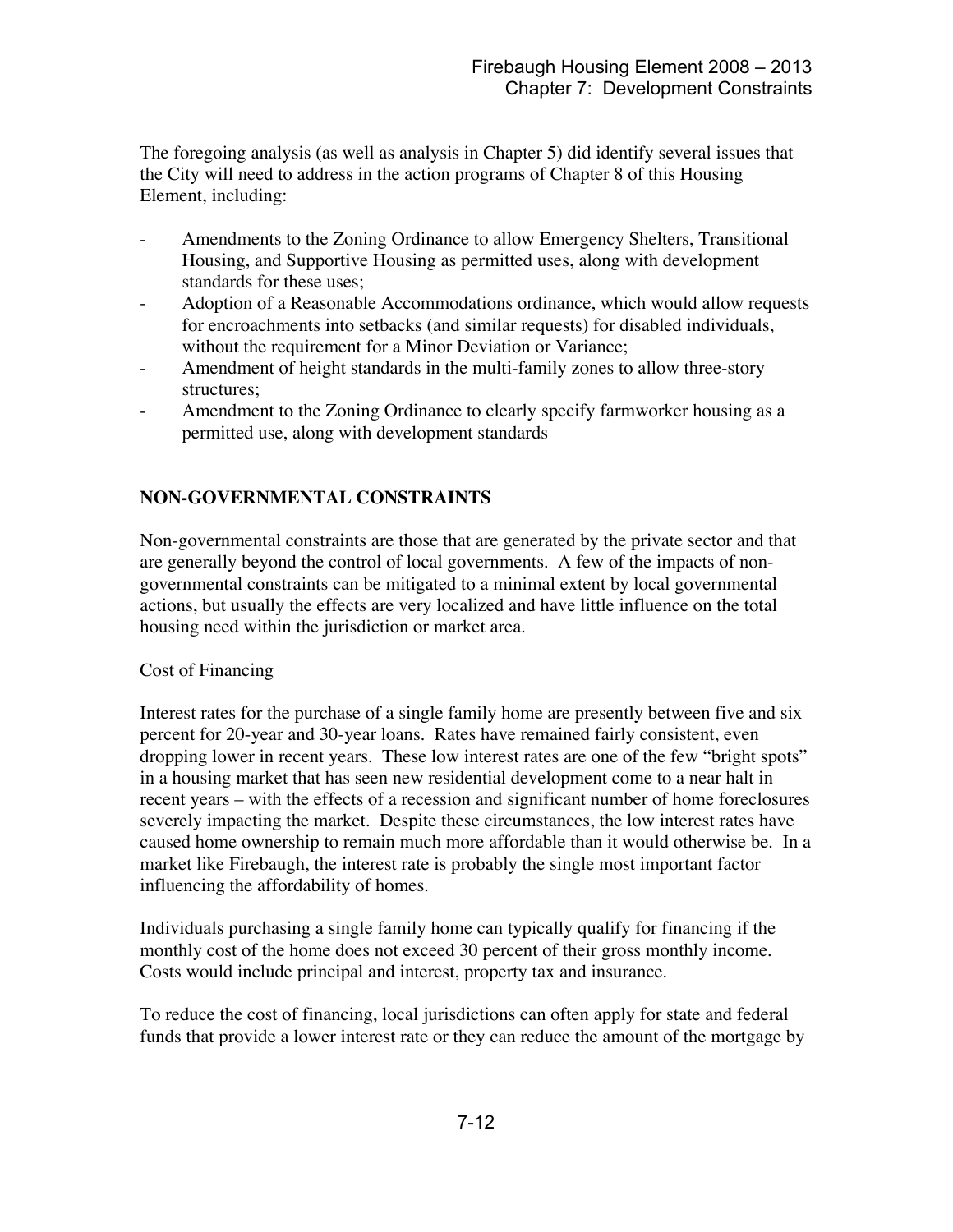The foregoing analysis (as well as analysis in Chapter 5) did identify several issues that the City will need to address in the action programs of Chapter 8 of this Housing Element, including:

- Amendments to the Zoning Ordinance to allow Emergency Shelters, Transitional Housing, and Supportive Housing as permitted uses, along with development standards for these uses;
- Adoption of a Reasonable Accommodations ordinance, which would allow requests for encroachments into setbacks (and similar requests) for disabled individuals, without the requirement for a Minor Deviation or Variance;
- Amendment of height standards in the multi-family zones to allow three-story structures;
- Amendment to the Zoning Ordinance to clearly specify farmworker housing as a permitted use, along with development standards

## NON-GOVERNMENTAL CONSTRAINTS

Non-governmental constraints are those that are generated by the private sector and that are generally beyond the control of local governments. A few of the impacts of non-governmental constraints can be mitigated to a minimal extent by local governmental actions, but usually the effects are very localized and have little influence on the total housing need within the jurisdiction or market area.

### Cost of Financing

Interest rates for the purchase of a single family home are presently between five and six percent for 20-year and 30-year loans. Rates have remained fairly consistent, even dropping lower in recent years. These low interest rates are one of the few "bright spots" in a housing market that has seen new residential development come to a near halt in recent years – with the effects of a recession and significant number of home foreclosures severely impacting the market. Despite these circumstances, the low interest rates have caused home ownership to remain much more affordable than it would otherwise be. In a market like Firebaugh, the interest rate is probably the single most important factor influencing the affordability of homes.

Individuals purchasing a single family home can typically qualify for financing if the monthly cost of the home does not exceed 30 percent of their gross monthly income. Costs would include principal and interest, property tax and insurance.

To reduce the cost of financing, local jurisdictions can often apply for state and federal funds that provide a lower interest rate or they can reduce the amount of the mortgage by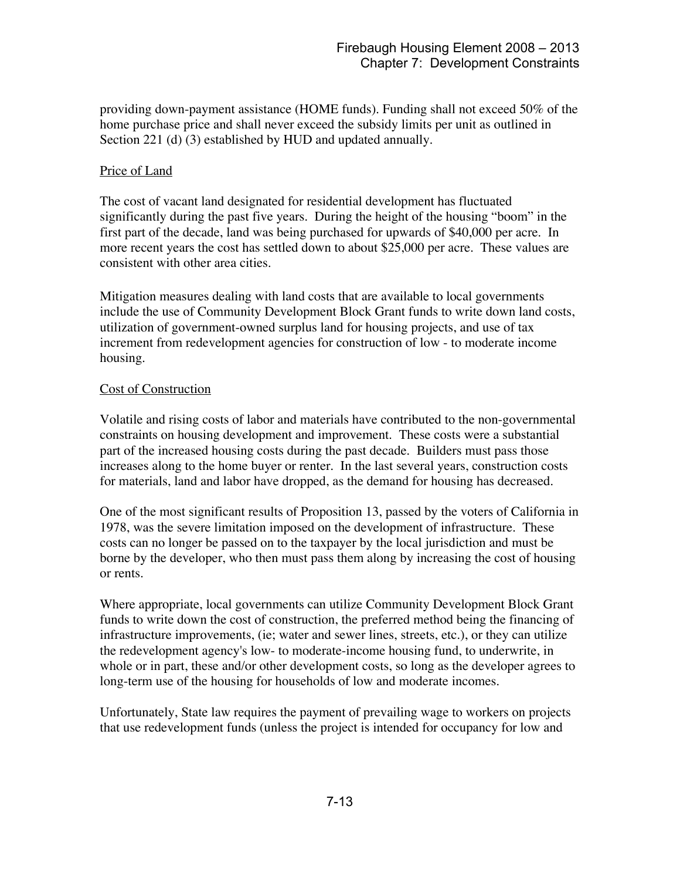providing down-payment assistance (HOME funds). Funding shall not exceed 50% of the home purchase price and shall never exceed the subsidy limits per unit as outlined in Section 221 (d) (3) established by HUD and updated annually.

### Price of Land

The cost of vacant land designated for residential development has fluctuated significantly during the past five years. During the height of the housing "boom" in the first part of the decade, land was being purchased for upwards of $40,000 per acre. In more recent years the cost has settled down to about $25,000 per acre. These values are consistent with other area cities.

Mitigation measures dealing with land costs that are available to local governments include the use of Community Development Block Grant funds to write down land costs, utilization of government-owned surplus land for housing projects, and use of tax increment from redevelopment agencies for construction of low - to moderate income housing.

### Cost of Construction

Volatile and rising costs of labor and materials have contributed to the non-governmental constraints on housing development and improvement. These costs were a substantial part of the increased housing costs during the past decade. Builders must pass those increases along to the home buyer or renter. In the last several years, construction costs for materials, land and labor have dropped, as the demand for housing has decreased.

One of the most significant results of Proposition 13, passed by the voters of California in 1978, was the severe limitation imposed on the development of infrastructure. These costs can no longer be passed on to the taxpayer by the local jurisdiction and must be borne by the developer, who then must pass them along by increasing the cost of housing or rents.

Where appropriate, local governments can utilize Community Development Block Grant funds to write down the cost of construction, the preferred method being the financing of infrastructure improvements, (ie; water and sewer lines, streets, etc.), or they can utilize the redevelopment agency's low- to moderate-income housing fund, to underwrite, in whole or in part, these and/or other development costs, so long as the developer agrees to long-term use of the housing for households of low and moderate incomes.

Unfortunately, State law requires the payment of prevailing wage to workers on projects that use redevelopment funds (unless the project is intended for occupancy for low and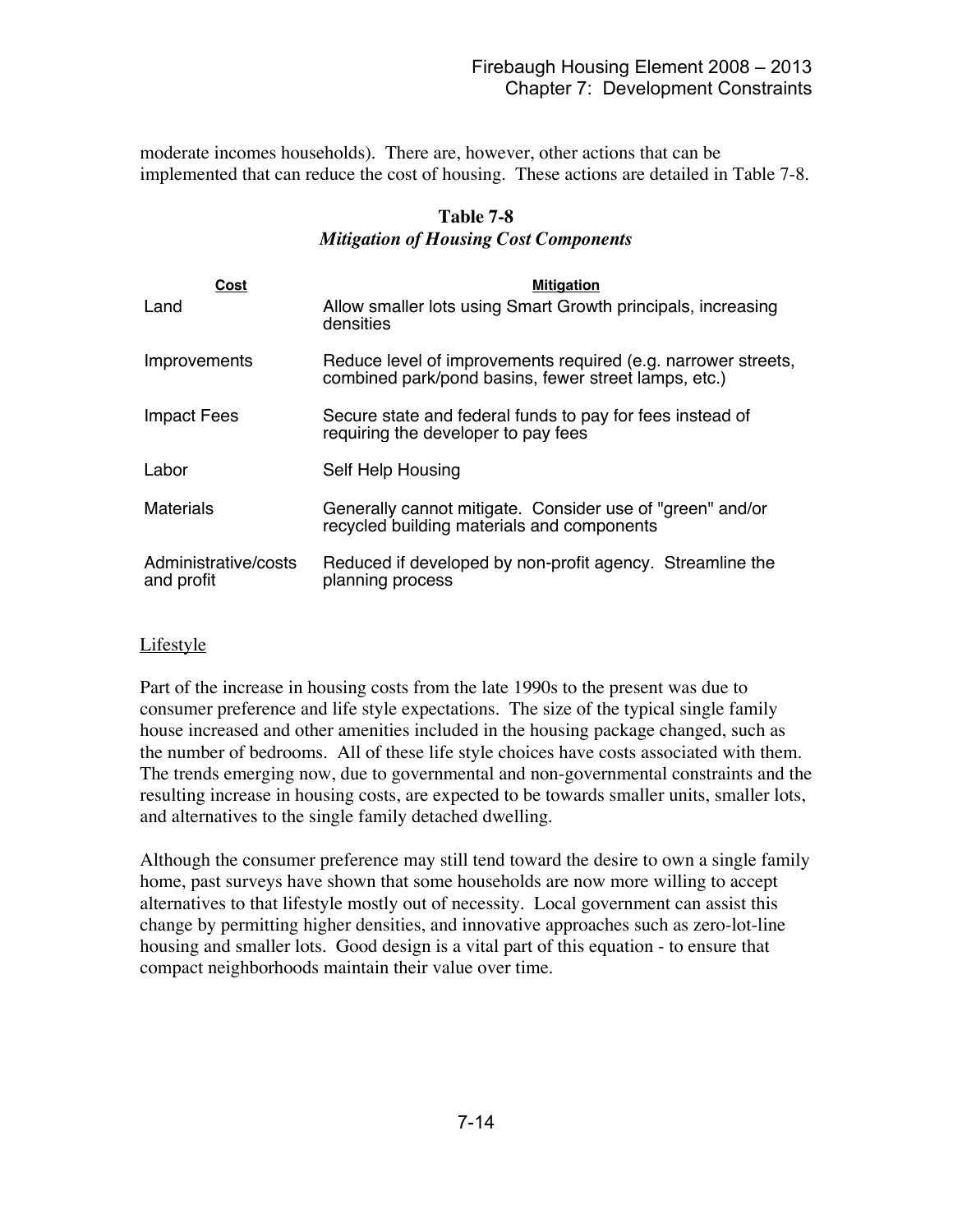moderate incomes households). There are, however, other actions that can be implemented that can reduce the cost of housing. These actions are detailed in Table 7-8.

**Table 7-8**
***Mitigation of Housing Cost Components***

| Cost | Mitigation |
|---|---|
| Land | Allow smaller lots using Smart Growth principals, increasing densities |
| Improvements | Reduce level of improvements required (e.g. narrower streets, combined park/pond basins, fewer street lamps, etc.) |
| Impact Fees | Secure state and federal funds to pay for fees instead of requiring the developer to pay fees |
| Labor | Self Help Housing |
| Materials | Generally cannot mitigate. Consider use of "green" and/or recycled building materials and components |
| Administrative/costs and profit | Reduced if developed by non-profit agency. Streamline the planning process |

<u>Lifestyle</u>

Part of the increase in housing costs from the late 1990s to the present was due to consumer preference and life style expectations. The size of the typical single family house increased and other amenities included in the housing package changed, such as the number of bedrooms. All of these life style choices have costs associated with them. The trends emerging now, due to governmental and non-governmental constraints and the resulting increase in housing costs, are expected to be towards smaller units, smaller lots, and alternatives to the single family detached dwelling.

Although the consumer preference may still tend toward the desire to own a single family home, past surveys have shown that some households are now more willing to accept alternatives to that lifestyle mostly out of necessity. Local government can assist this change by permitting higher densities, and innovative approaches such as zero-lot-line housing and smaller lots. Good design is a vital part of this equation - to ensure that compact neighborhoods maintain their value over time.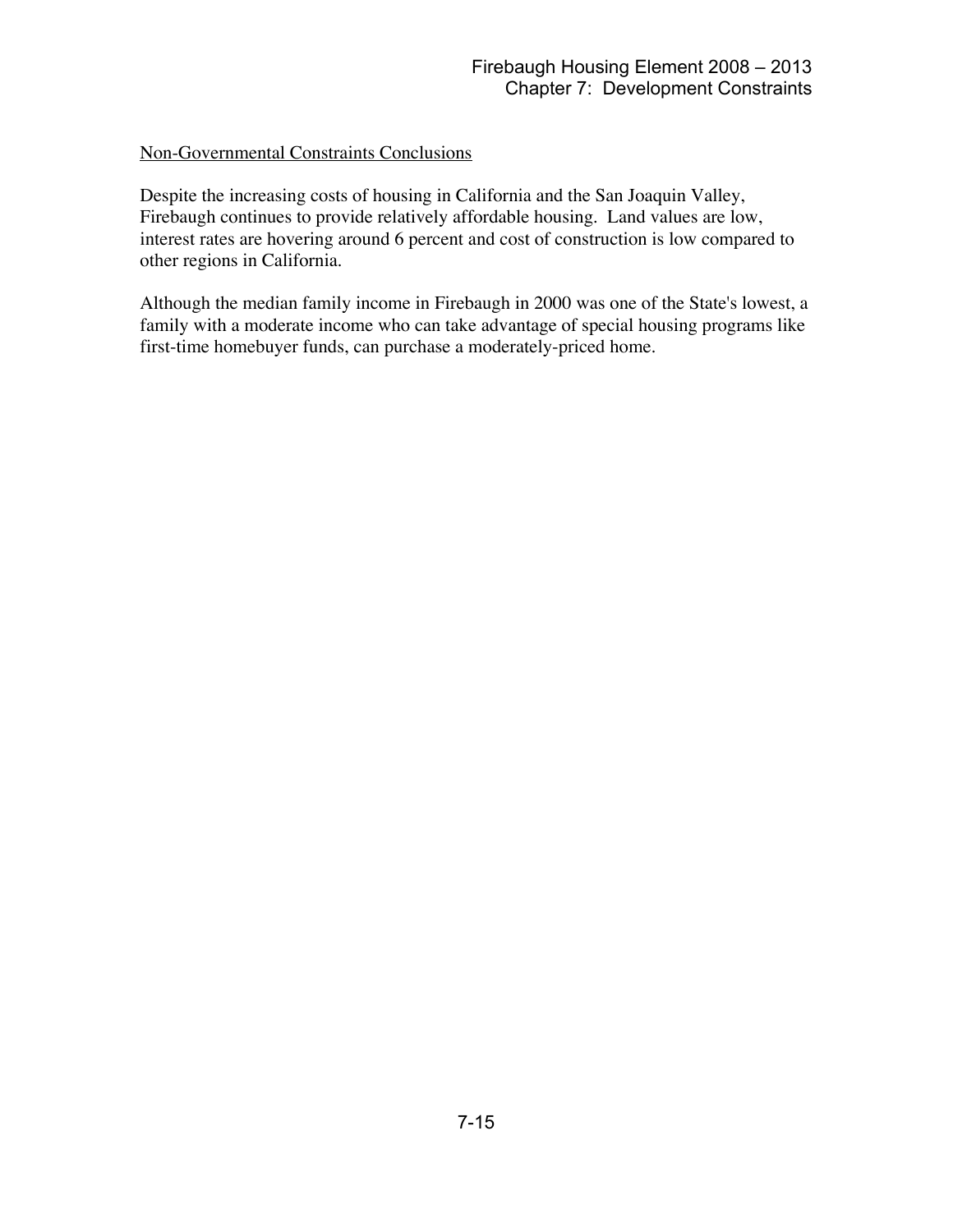Non-Governmental Constraints Conclusions

Despite the increasing costs of housing in California and the San Joaquin Valley, Firebaugh continues to provide relatively affordable housing. Land values are low, interest rates are hovering around 6 percent and cost of construction is low compared to other regions in California.

Although the median family income in Firebaugh in 2000 was one of the State's lowest, a family with a moderate income who can take advantage of special housing programs like first-time homebuyer funds, can purchase a moderately-priced home.